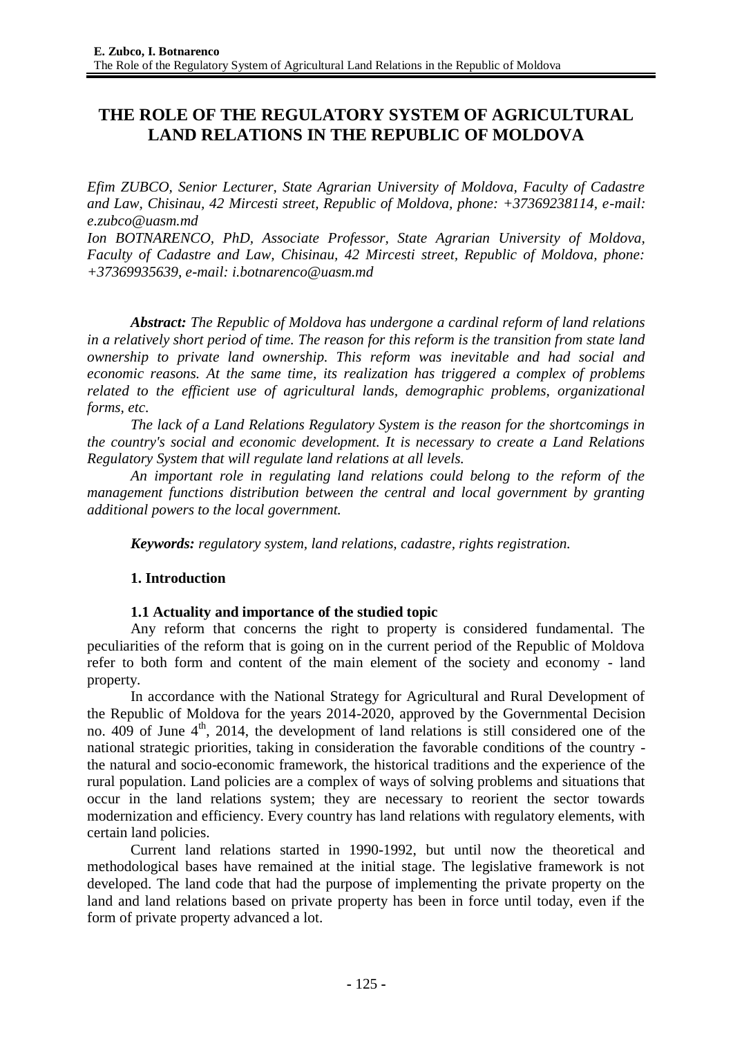# THE ROLE OF THE REGULATORY SYSTEM OF AGRICULTURAL LAND RELATIONS IN THE REPUBLIC OF MOLDOVA

*Efim ZUBCO, Senior Lecturer, State Agrarian University of Moldova, Faculty of Cadastre and Law, Chisinau, 42 Mircesti street, Republic of Moldova, phone: +37369238114, e-mail: e.zubco@uasm.md*

*Ion BOTNARENCO, PhD, Associate Professor, State Agrarian University of Moldova, Faculty of Cadastre and Law, Chisinau, 42 Mircesti street, Republic of Moldova, phone: +37369935639, e-mail: i.botnarenco@uasm.md*

***Abstract:*** *The Republic of Moldova has undergone a cardinal reform of land relations in a relatively short period of time. The reason for this reform is the transition from state land ownership to private land ownership. This reform was inevitable and had social and economic reasons. At the same time, its realization has triggered a complex of problems related to the efficient use of agricultural lands, demographic problems, organizational forms, etc.*

*The lack of a Land Relations Regulatory System is the reason for the shortcomings in the country's social and economic development. It is necessary to create a Land Relations Regulatory System that will regulate land relations at all levels.*

*An important role in regulating land relations could belong to the reform of the management functions distribution between the central and local government by granting additional powers to the local government.*

***Keywords:*** *regulatory system, land relations, cadastre, rights registration.*

## 1. Introduction

### 1.1 Actuality and importance of the studied topic

Any reform that concerns the right to property is considered fundamental. The peculiarities of the reform that is going on in the current period of the Republic of Moldova refer to both form and content of the main element of the society and economy - land property.

In accordance with the National Strategy for Agricultural and Rural Development of the Republic of Moldova for the years 2014-2020, approved by the Governmental Decision no. 409 of June 4th, 2014, the development of land relations is still considered one of the national strategic priorities, taking in consideration the favorable conditions of the country - the natural and socio-economic framework, the historical traditions and the experience of the rural population. Land policies are a complex of ways of solving problems and situations that occur in the land relations system; they are necessary to reorient the sector towards modernization and efficiency. Every country has land relations with regulatory elements, with certain land policies.

Current land relations started in 1990-1992, but until now the theoretical and methodological bases have remained at the initial stage. The legislative framework is not developed. The land code that had the purpose of implementing the private property on the land and land relations based on private property has been in force until today, even if the form of private property advanced a lot.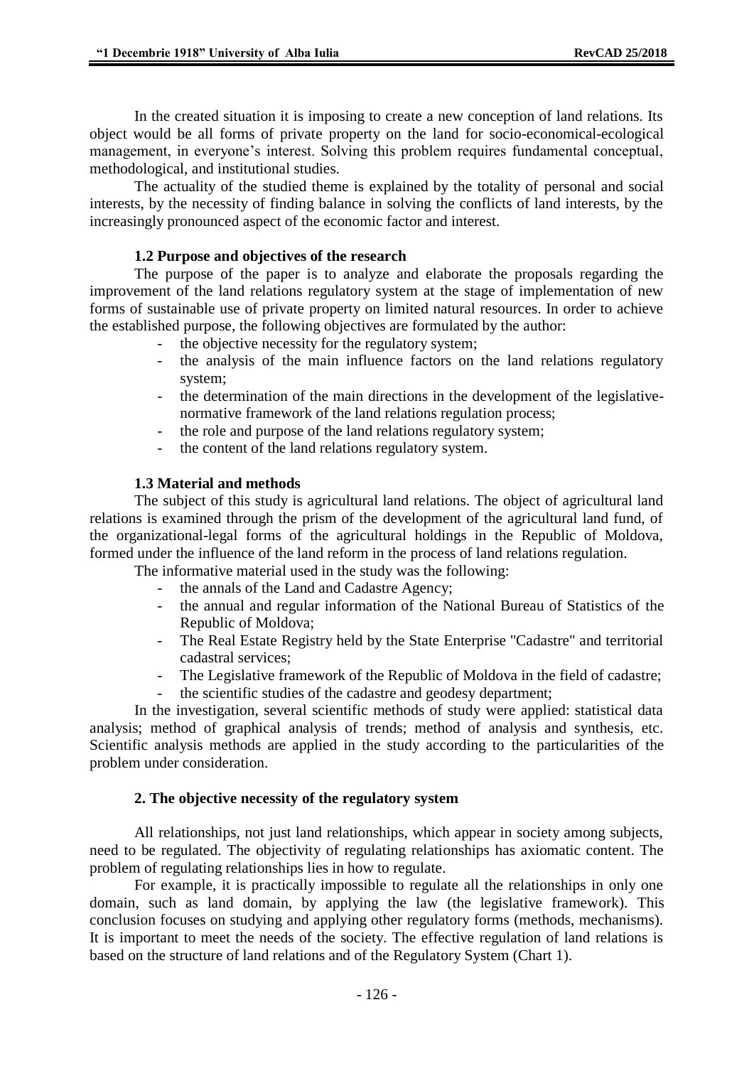In the created situation it is imposing to create a new conception of land relations. Its object would be all forms of private property on the land for socio-economical-ecological management, in everyone's interest. Solving this problem requires fundamental conceptual, methodological, and institutional studies.

The actuality of the studied theme is explained by the totality of personal and social interests, by the necessity of finding balance in solving the conflicts of land interests, by the increasingly pronounced aspect of the economic factor and interest.

### 1.2 Purpose and objectives of the research

The purpose of the paper is to analyze and elaborate the proposals regarding the improvement of the land relations regulatory system at the stage of implementation of new forms of sustainable use of private property on limited natural resources. In order to achieve the established purpose, the following objectives are formulated by the author:

- the objective necessity for the regulatory system;
- the analysis of the main influence factors on the land relations regulatory system;
- the determination of the main directions in the development of the legislative-normative framework of the land relations regulation process;
- the role and purpose of the land relations regulatory system;
- the content of the land relations regulatory system.

### 1.3 Material and methods

The subject of this study is agricultural land relations. The object of agricultural land relations is examined through the prism of the development of the agricultural land fund, of the organizational-legal forms of the agricultural holdings in the Republic of Moldova, formed under the influence of the land reform in the process of land relations regulation.

The informative material used in the study was the following:

- the annals of the Land and Cadastre Agency;
- the annual and regular information of the National Bureau of Statistics of the Republic of Moldova;
- The Real Estate Registry held by the State Enterprise "Cadastre" and territorial cadastral services;
- The Legislative framework of the Republic of Moldova in the field of cadastre;
- the scientific studies of the cadastre and geodesy department;

In the investigation, several scientific methods of study were applied: statistical data analysis; method of graphical analysis of trends; method of analysis and synthesis, etc. Scientific analysis methods are applied in the study according to the particularities of the problem under consideration.

## 2. The objective necessity of the regulatory system

All relationships, not just land relationships, which appear in society among subjects, need to be regulated. The objectivity of regulating relationships has axiomatic content. The problem of regulating relationships lies in how to regulate.

For example, it is practically impossible to regulate all the relationships in only one domain, such as land domain, by applying the law (the legislative framework). This conclusion focuses on studying and applying other regulatory forms (methods, mechanisms). It is important to meet the needs of the society. The effective regulation of land relations is based on the structure of land relations and of the Regulatory System (Chart 1).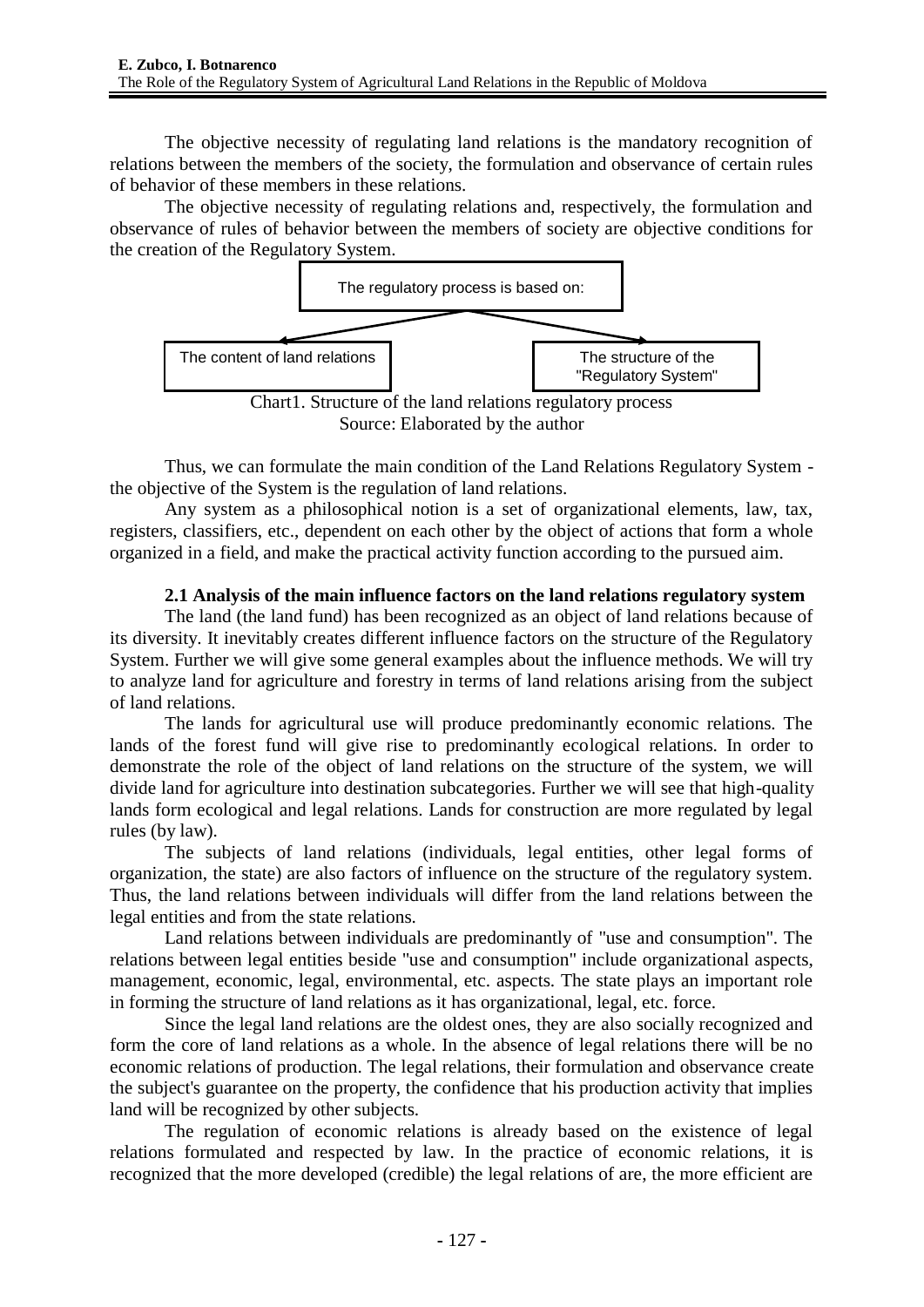The objective necessity of regulating land relations is the mandatory recognition of relations between the members of the society, the formulation and observance of certain rules of behavior of these members in these relations.

The objective necessity of regulating relations and, respectively, the formulation and observance of rules of behavior between the members of society are objective conditions for the creation of the Regulatory System.

The regulatory process is based on:

The content of land relations | The structure of the "Regulatory System"

Chart1. Structure of the land relations regulatory process
Source: Elaborated by the author

Thus, we can formulate the main condition of the Land Relations Regulatory System - the objective of the System is the regulation of land relations.

Any system as a philosophical notion is a set of organizational elements, law, tax, registers, classifiers, etc., dependent on each other by the object of actions that form a whole organized in a field, and make the practical activity function according to the pursued aim.

### 2.1 Analysis of the main influence factors on the land relations regulatory system

The land (the land fund) has been recognized as an object of land relations because of its diversity. It inevitably creates different influence factors on the structure of the Regulatory System. Further we will give some general examples about the influence methods. We will try to analyze land for agriculture and forestry in terms of land relations arising from the subject of land relations.

The lands for agricultural use will produce predominantly economic relations. The lands of the forest fund will give rise to predominantly ecological relations. In order to demonstrate the role of the object of land relations on the structure of the system, we will divide land for agriculture into destination subcategories. Further we will see that high-quality lands form ecological and legal relations. Lands for construction are more regulated by legal rules (by law).

The subjects of land relations (individuals, legal entities, other legal forms of organization, the state) are also factors of influence on the structure of the regulatory system. Thus, the land relations between individuals will differ from the land relations between the legal entities and from the state relations.

Land relations between individuals are predominantly of "use and consumption". The relations between legal entities beside "use and consumption" include organizational aspects, management, economic, legal, environmental, etc. aspects. The state plays an important role in forming the structure of land relations as it has organizational, legal, etc. force.

Since the legal land relations are the oldest ones, they are also socially recognized and form the core of land relations as a whole. In the absence of legal relations there will be no economic relations of production. The legal relations, their formulation and observance create the subject's guarantee on the property, the confidence that his production activity that implies land will be recognized by other subjects.

The regulation of economic relations is already based on the existence of legal relations formulated and respected by law. In the practice of economic relations, it is recognized that the more developed (credible) the legal relations of are, the more efficient are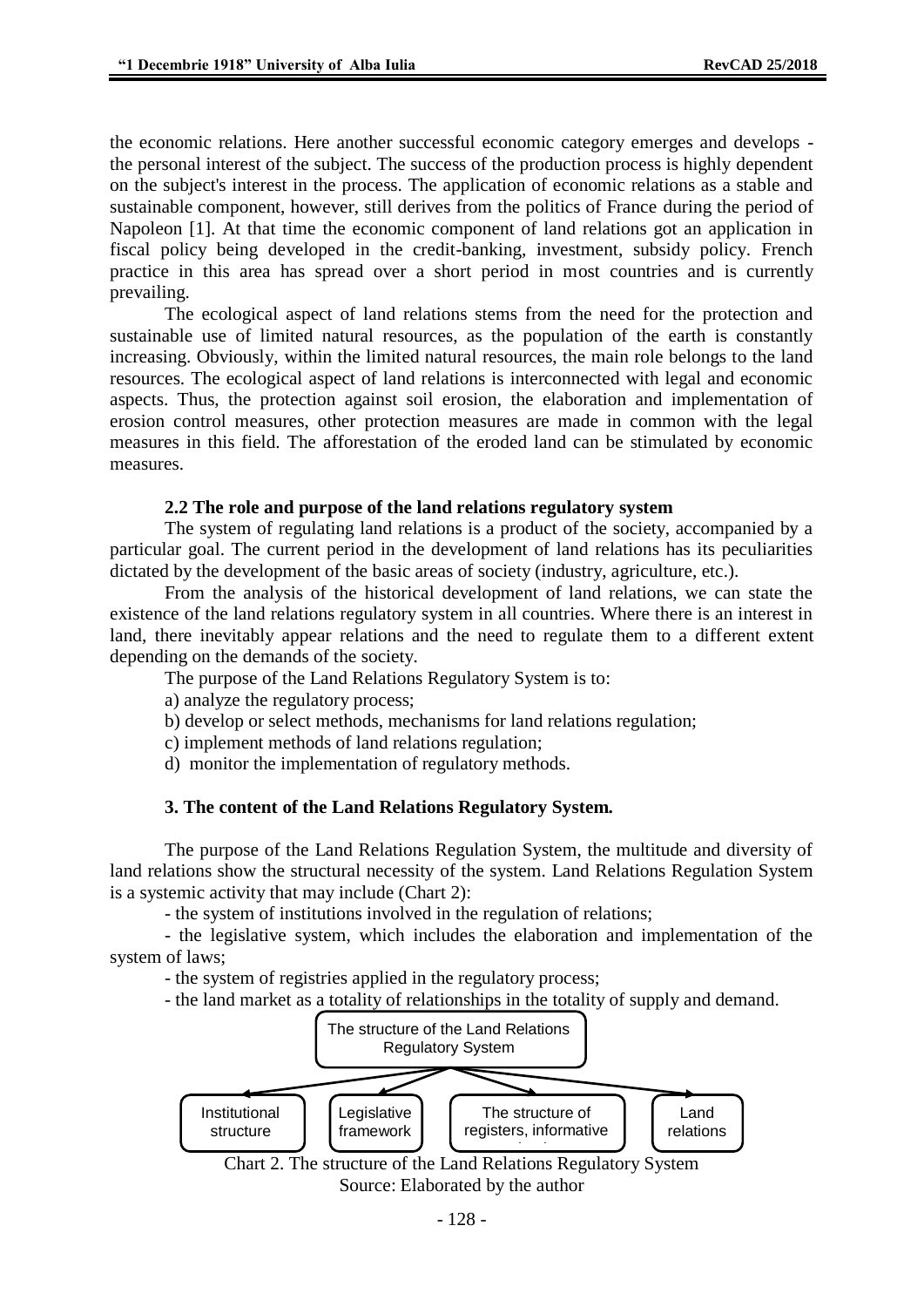the economic relations. Here another successful economic category emerges and develops - the personal interest of the subject. The success of the production process is highly dependent on the subject's interest in the process. The application of economic relations as a stable and sustainable component, however, still derives from the politics of France during the period of Napoleon [1]. At that time the economic component of land relations got an application in fiscal policy being developed in the credit-banking, investment, subsidy policy. French practice in this area has spread over a short period in most countries and is currently prevailing.

The ecological aspect of land relations stems from the need for the protection and sustainable use of limited natural resources, as the population of the earth is constantly increasing. Obviously, within the limited natural resources, the main role belongs to the land resources. The ecological aspect of land relations is interconnected with legal and economic aspects. Thus, the protection against soil erosion, the elaboration and implementation of erosion control measures, other protection measures are made in common with the legal measures in this field. The afforestation of the eroded land can be stimulated by economic measures.

### 2.2 The role and purpose of the land relations regulatory system

The system of regulating land relations is a product of the society, accompanied by a particular goal. The current period in the development of land relations has its peculiarities dictated by the development of the basic areas of society (industry, agriculture, etc.).

From the analysis of the historical development of land relations, we can state the existence of the land relations regulatory system in all countries. Where there is an interest in land, there inevitably appear relations and the need to regulate them to a different extent depending on the demands of the society.

The purpose of the Land Relations Regulatory System is to:

a) analyze the regulatory process;

b) develop or select methods, mechanisms for land relations regulation;

c) implement methods of land relations regulation;

d) monitor the implementation of regulatory methods.

## 3. The content of the Land Relations Regulatory System.

The purpose of the Land Relations Regulation System, the multitude and diversity of land relations show the structural necessity of the system. Land Relations Regulation System is a systemic activity that may include (Chart 2):

- the system of institutions involved in the regulation of relations;
- the legislative system, which includes the elaboration and implementation of the system of laws;
- the system of registries applied in the regulatory process;
- the land market as a totality of relationships in the totality of supply and demand.

The structure of the Land Relations Regulatory System

Institutional structure | Legislative framework | The structure of registers, informative | Land relations

Chart 2. The structure of the Land Relations Regulatory System

Source: Elaborated by the author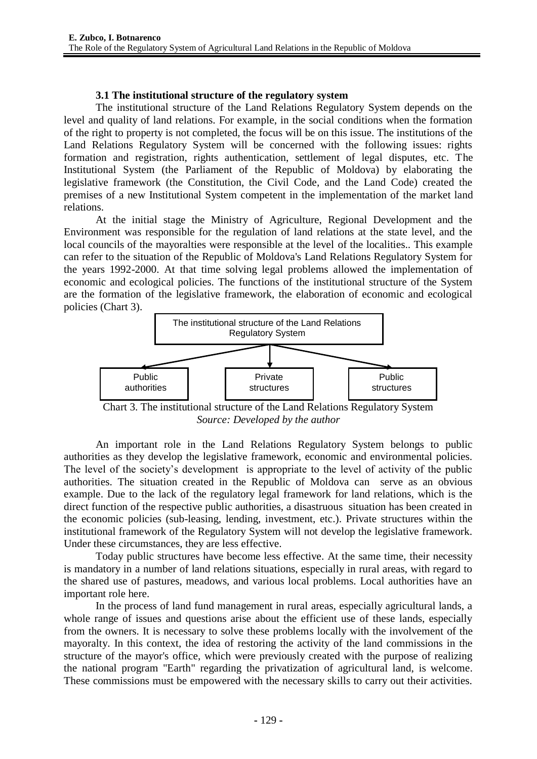### 3.1 The institutional structure of the regulatory system

The institutional structure of the Land Relations Regulatory System depends on the level and quality of land relations. For example, in the social conditions when the formation of the right to property is not completed, the focus will be on this issue. The institutions of the Land Relations Regulatory System will be concerned with the following issues: rights formation and registration, rights authentication, settlement of legal disputes, etc. The Institutional System (the Parliament of the Republic of Moldova) by elaborating the legislative framework (the Constitution, the Civil Code, and the Land Code) created the premises of a new Institutional System competent in the implementation of the market land relations.

At the initial stage the Ministry of Agriculture, Regional Development and the Environment was responsible for the regulation of land relations at the state level, and the local councils of the mayoralties were responsible at the level of the localities.. This example can refer to the situation of the Republic of Moldova's Land Relations Regulatory System for the years 1992-2000. At that time solving legal problems allowed the implementation of economic and ecological policies. The functions of the institutional structure of the System are the formation of the legislative framework, the elaboration of economic and ecological policies (Chart 3).

The institutional structure of the Land Relations Regulatory System

Public authorities | Private structures | Public structures

Chart 3. The institutional structure of the Land Relations Regulatory System

*Source: Developed by the author*

An important role in the Land Relations Regulatory System belongs to public authorities as they develop the legislative framework, economic and environmental policies. The level of the society's development is appropriate to the level of activity of the public authorities. The situation created in the Republic of Moldova can serve as an obvious example. Due to the lack of the regulatory legal framework for land relations, which is the direct function of the respective public authorities, a disastruous situation has been created in the economic policies (sub-leasing, lending, investment, etc.). Private structures within the institutional framework of the Regulatory System will not develop the legislative framework. Under these circumstances, they are less effective.

Today public structures have become less effective. At the same time, their necessity is mandatory in a number of land relations situations, especially in rural areas, with regard to the shared use of pastures, meadows, and various local problems. Local authorities have an important role here.

In the process of land fund management in rural areas, especially agricultural lands, a whole range of issues and questions arise about the efficient use of these lands, especially from the owners. It is necessary to solve these problems locally with the involvement of the mayoralty. In this context, the idea of restoring the activity of the land commissions in the structure of the mayor's office, which were previously created with the purpose of realizing the national program "Earth" regarding the privatization of agricultural land, is welcome. These commissions must be empowered with the necessary skills to carry out their activities.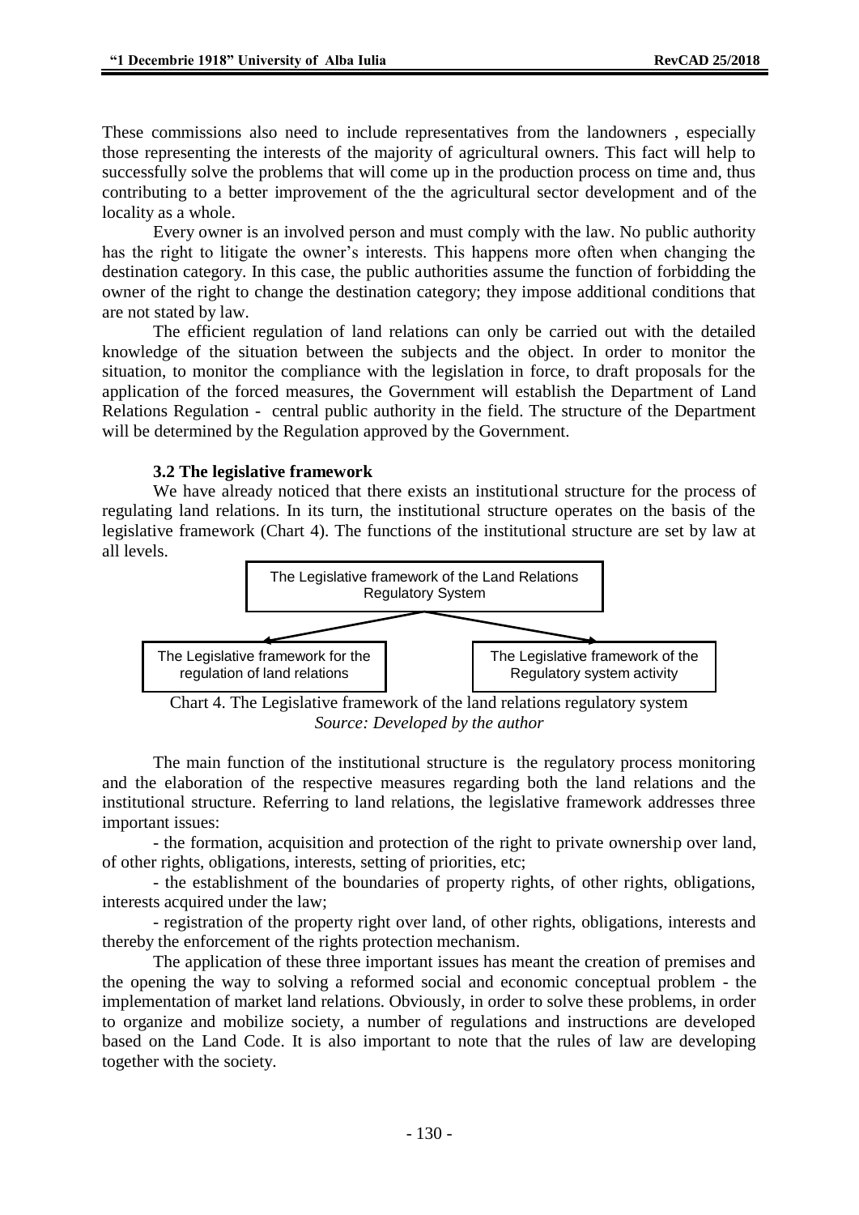These commissions also need to include representatives from the landowners , especially those representing the interests of the majority of agricultural owners. This fact will help to successfully solve the problems that will come up in the production process on time and, thus contributing to a better improvement of the the agricultural sector development and of the locality as a whole.

Every owner is an involved person and must comply with the law. No public authority has the right to litigate the owner's interests. This happens more often when changing the destination category. In this case, the public authorities assume the function of forbidding the owner of the right to change the destination category; they impose additional conditions that are not stated by law.

The efficient regulation of land relations can only be carried out with the detailed knowledge of the situation between the subjects and the object. In order to monitor the situation, to monitor the compliance with the legislation in force, to draft proposals for the application of the forced measures, the Government will establish the Department of Land Relations Regulation - central public authority in the field. The structure of the Department will be determined by the Regulation approved by the Government.

### 3.2 The legislative framework

We have already noticed that there exists an institutional structure for the process of regulating land relations. In its turn, the institutional structure operates on the basis of the legislative framework (Chart 4). The functions of the institutional structure are set by law at all levels.

The Legislative framework of the Land Relations Regulatory System

The Legislative framework for the regulation of land relations

The Legislative framework of the Regulatory system activity

Chart 4. The Legislative framework of the land relations regulatory system
*Source: Developed by the author*

The main function of the institutional structure is the regulatory process monitoring and the elaboration of the respective measures regarding both the land relations and the institutional structure. Referring to land relations, the legislative framework addresses three important issues:

- the formation, acquisition and protection of the right to private ownership over land, of other rights, obligations, interests, setting of priorities, etc;

- the establishment of the boundaries of property rights, of other rights, obligations, interests acquired under the law;

- registration of the property right over land, of other rights, obligations, interests and thereby the enforcement of the rights protection mechanism.

The application of these three important issues has meant the creation of premises and the opening the way to solving a reformed social and economic conceptual problem - the implementation of market land relations. Obviously, in order to solve these problems, in order to organize and mobilize society, a number of regulations and instructions are developed based on the Land Code. It is also important to note that the rules of law are developing together with the society.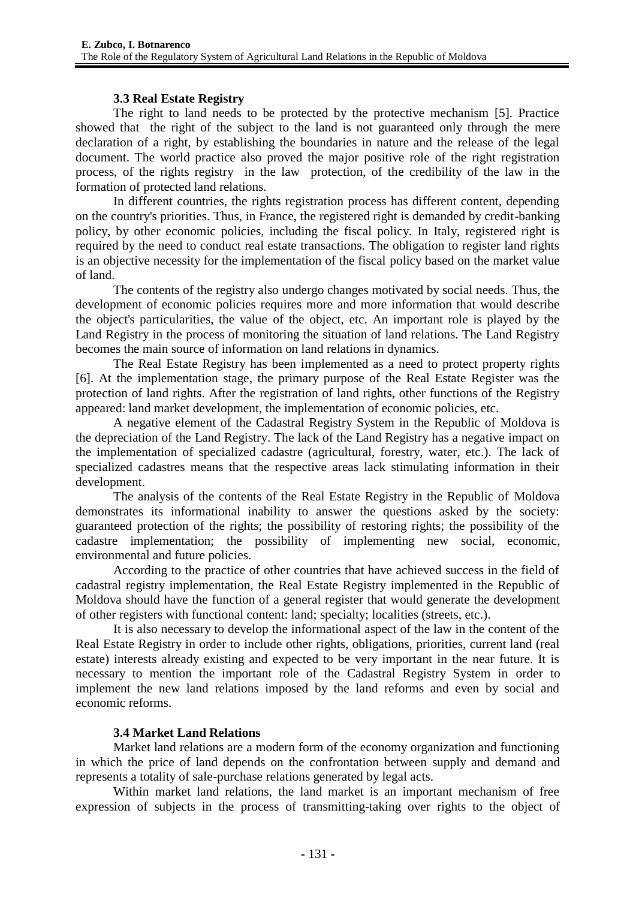### 3.3 Real Estate Registry

The right to land needs to be protected by the protective mechanism [5]. Practice showed that the right of the subject to the land is not guaranteed only through the mere declaration of a right, by establishing the boundaries in nature and the release of the legal document. The world practice also proved the major positive role of the right registration process, of the rights registry in the law protection, of the credibility of the law in the formation of protected land relations.

In different countries, the rights registration process has different content, depending on the country's priorities. Thus, in France, the registered right is demanded by credit-banking policy, by other economic policies, including the fiscal policy. In Italy, registered right is required by the need to conduct real estate transactions. The obligation to register land rights is an objective necessity for the implementation of the fiscal policy based on the market value of land.

The contents of the registry also undergo changes motivated by social needs. Thus, the development of economic policies requires more and more information that would describe the object's particularities, the value of the object, etc. An important role is played by the Land Registry in the process of monitoring the situation of land relations. The Land Registry becomes the main source of information on land relations in dynamics.

The Real Estate Registry has been implemented as a need to protect property rights [6]. At the implementation stage, the primary purpose of the Real Estate Register was the protection of land rights. After the registration of land rights, other functions of the Registry appeared: land market development, the implementation of economic policies, etc.

A negative element of the Cadastral Registry System in the Republic of Moldova is the depreciation of the Land Registry. The lack of the Land Registry has a negative impact on the implementation of specialized cadastre (agricultural, forestry, water, etc.). The lack of specialized cadastres means that the respective areas lack stimulating information in their development.

The analysis of the contents of the Real Estate Registry in the Republic of Moldova demonstrates its informational inability to answer the questions asked by the society: guaranteed protection of the rights; the possibility of restoring rights; the possibility of the cadastre implementation; the possibility of implementing new social, economic, environmental and future policies.

According to the practice of other countries that have achieved success in the field of cadastral registry implementation, the Real Estate Registry implemented in the Republic of Moldova should have the function of a general register that would generate the development of other registers with functional content: land; specialty; localities (streets, etc.).

It is also necessary to develop the informational aspect of the law in the content of the Real Estate Registry in order to include other rights, obligations, priorities, current land (real estate) interests already existing and expected to be very important in the near future. It is necessary to mention the important role of the Cadastral Registry System in order to implement the new land relations imposed by the land reforms and even by social and economic reforms.

### 3.4 Market Land Relations

Market land relations are a modern form of the economy organization and functioning in which the price of land depends on the confrontation between supply and demand and represents a totality of sale-purchase relations generated by legal acts.

Within market land relations, the land market is an important mechanism of free expression of subjects in the process of transmitting-taking over rights to the object of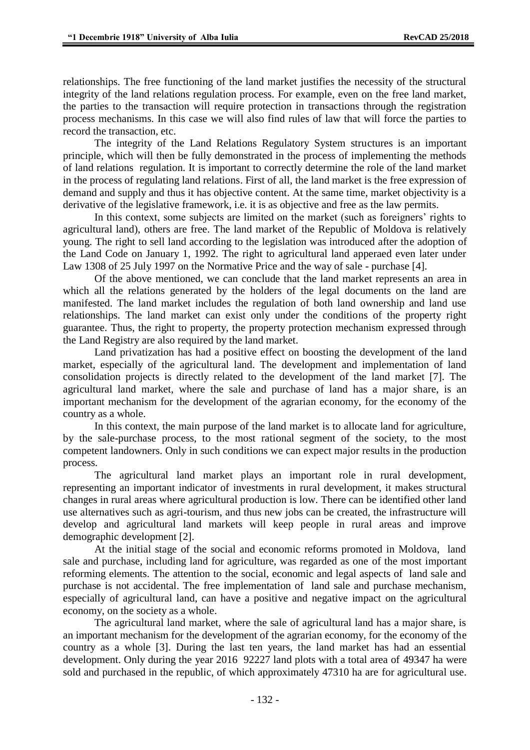relationships. The free functioning of the land market justifies the necessity of the structural integrity of the land relations regulation process. For example, even on the free land market, the parties to the transaction will require protection in transactions through the registration process mechanisms. In this case we will also find rules of law that will force the parties to record the transaction, etc.

The integrity of the Land Relations Regulatory System structures is an important principle, which will then be fully demonstrated in the process of implementing the methods of land relations regulation. It is important to correctly determine the role of the land market in the process of regulating land relations. First of all, the land market is the free expression of demand and supply and thus it has objective content. At the same time, market objectivity is a derivative of the legislative framework, i.e. it is as objective and free as the law permits.

In this context, some subjects are limited on the market (such as foreigners' rights to agricultural land), others are free. The land market of the Republic of Moldova is relatively young. The right to sell land according to the legislation was introduced after the adoption of the Land Code on January 1, 1992. The right to agricultural land apperaed even later under Law 1308 of 25 July 1997 on the Normative Price and the way of sale - purchase [4].

Of the above mentioned, we can conclude that the land market represents an area in which all the relations generated by the holders of the legal documents on the land are manifested. The land market includes the regulation of both land ownership and land use relationships. The land market can exist only under the conditions of the property right guarantee. Thus, the right to property, the property protection mechanism expressed through the Land Registry are also required by the land market.

Land privatization has had a positive effect on boosting the development of the land market, especially of the agricultural land. The development and implementation of land consolidation projects is directly related to the development of the land market [7]. The agricultural land market, where the sale and purchase of land has a major share, is an important mechanism for the development of the agrarian economy, for the economy of the country as a whole.

In this context, the main purpose of the land market is to allocate land for agriculture, by the sale-purchase process, to the most rational segment of the society, to the most competent landowners. Only in such conditions we can expect major results in the production process.

The agricultural land market plays an important role in rural development, representing an important indicator of investments in rural development, it makes structural changes in rural areas where agricultural production is low. There can be identified other land use alternatives such as agri-tourism, and thus new jobs can be created, the infrastructure will develop and agricultural land markets will keep people in rural areas and improve demographic development [2].

At the initial stage of the social and economic reforms promoted in Moldova, land sale and purchase, including land for agriculture, was regarded as one of the most important reforming elements. The attention to the social, economic and legal aspects of land sale and purchase is not accidental. The free implementation of land sale and purchase mechanism, especially of agricultural land, can have a positive and negative impact on the agricultural economy, on the society as a whole.

The agricultural land market, where the sale of agricultural land has a major share, is an important mechanism for the development of the agrarian economy, for the economy of the country as a whole [3]. During the last ten years, the land market has had an essential development. Only during the year 2016 92227 land plots with a total area of 49347 ha were sold and purchased in the republic, of which approximately 47310 ha are for agricultural use.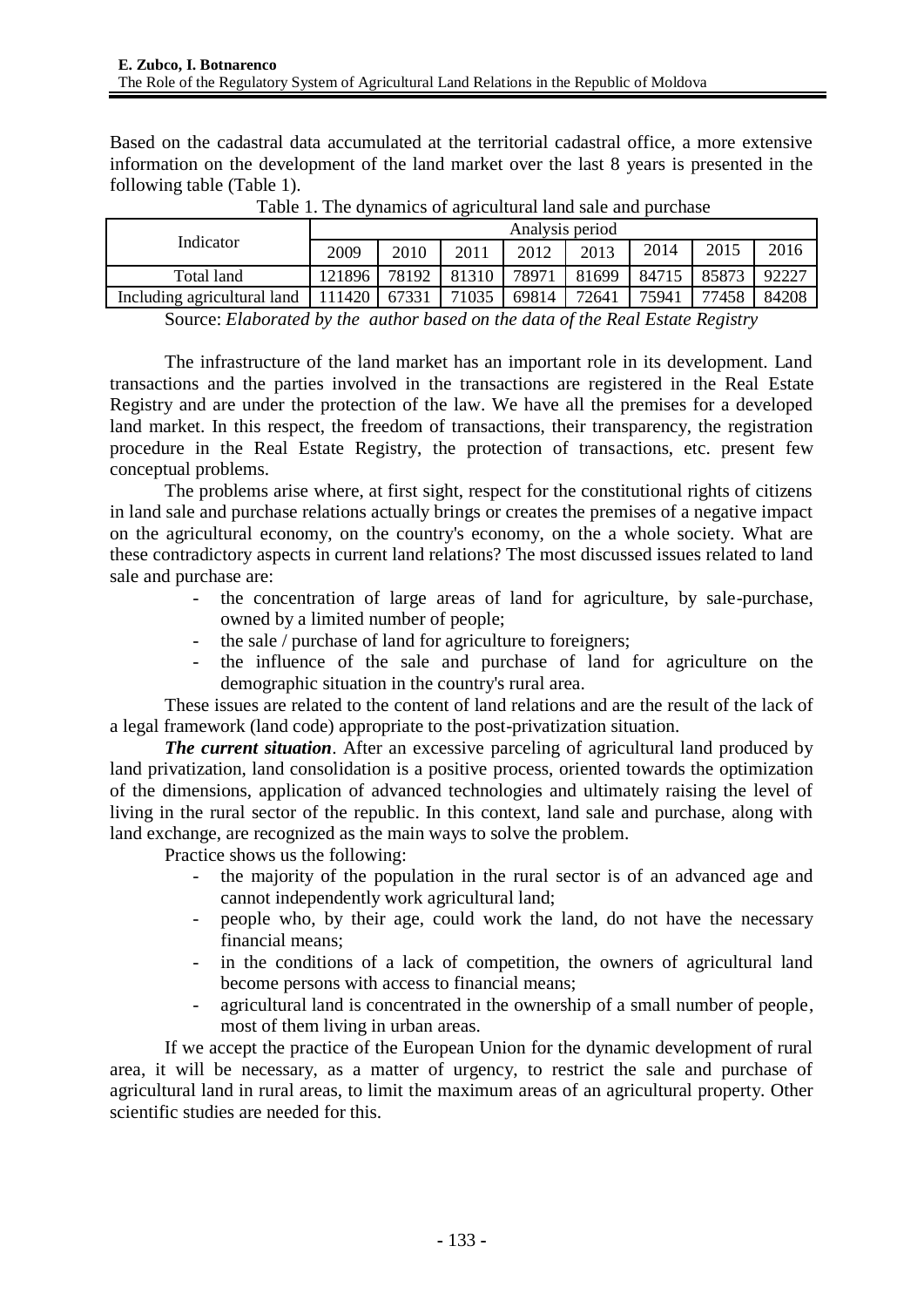Based on the cadastral data accumulated at the territorial cadastral office, a more extensive information on the development of the land market over the last 8 years is presented in the following table (Table 1).

Table 1. The dynamics of agricultural land sale and purchase

| Indicator | Analysis period | | | | | | | |
|---|---|---|---|---|---|---|---|---|
| | 2009 | 2010 | 2011 | 2012 | 2013 | 2014 | 2015 | 2016 |
| Total land | 121896 | 78192 | 81310 | 78971 | 81699 | 84715 | 85873 | 92227 |
| Including agricultural land | 111420 | 67331 | 71035 | 69814 | 72641 | 75941 | 77458 | 84208 |

Source: *Elaborated by the author based on the data of the Real Estate Registry*

The infrastructure of the land market has an important role in its development. Land transactions and the parties involved in the transactions are registered in the Real Estate Registry and are under the protection of the law. We have all the premises for a developed land market. In this respect, the freedom of transactions, their transparency, the registration procedure in the Real Estate Registry, the protection of transactions, etc. present few conceptual problems.

The problems arise where, at first sight, respect for the constitutional rights of citizens in land sale and purchase relations actually brings or creates the premises of a negative impact on the agricultural economy, on the country's economy, on the a whole society. What are these contradictory aspects in current land relations? The most discussed issues related to land sale and purchase are:

- the concentration of large areas of land for agriculture, by sale-purchase, owned by a limited number of people;
- the sale / purchase of land for agriculture to foreigners;
- the influence of the sale and purchase of land for agriculture on the demographic situation in the country's rural area.

These issues are related to the content of land relations and are the result of the lack of a legal framework (land code) appropriate to the post-privatization situation.

***The current situation***. After an excessive parceling of agricultural land produced by land privatization, land consolidation is a positive process, oriented towards the optimization of the dimensions, application of advanced technologies and ultimately raising the level of living in the rural sector of the republic. In this context, land sale and purchase, along with land exchange, are recognized as the main ways to solve the problem.

Practice shows us the following:

- the majority of the population in the rural sector is of an advanced age and cannot independently work agricultural land;
- people who, by their age, could work the land, do not have the necessary financial means;
- in the conditions of a lack of competition, the owners of agricultural land become persons with access to financial means;
- agricultural land is concentrated in the ownership of a small number of people, most of them living in urban areas.

If we accept the practice of the European Union for the dynamic development of rural area, it will be necessary, as a matter of urgency, to restrict the sale and purchase of agricultural land in rural areas, to limit the maximum areas of an agricultural property. Other scientific studies are needed for this.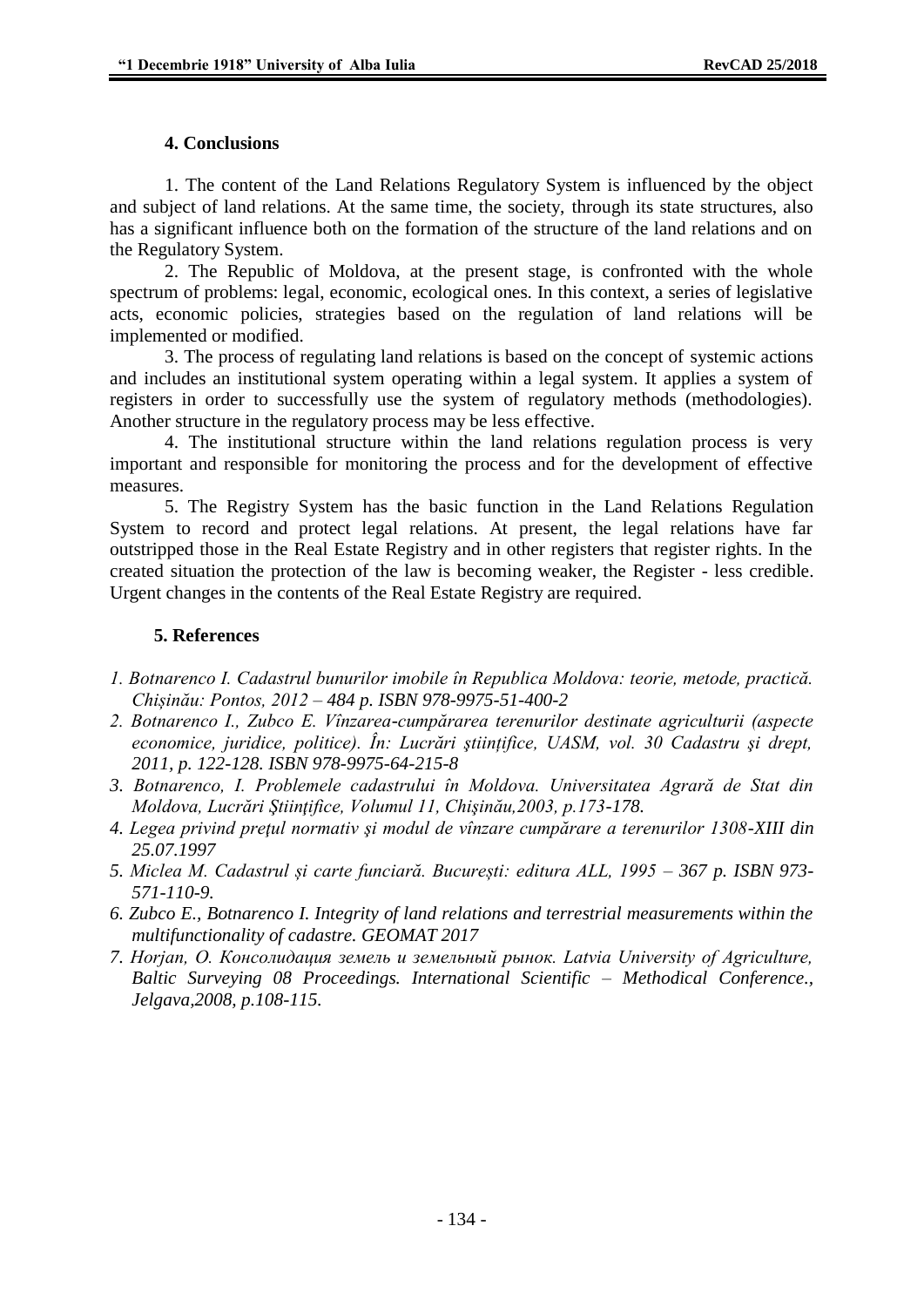## 4. Conclusions

1. The content of the Land Relations Regulatory System is influenced by the object and subject of land relations. At the same time, the society, through its state structures, also has a significant influence both on the formation of the structure of the land relations and on the Regulatory System.

2. The Republic of Moldova, at the present stage, is confronted with the whole spectrum of problems: legal, economic, ecological ones. In this context, a series of legislative acts, economic policies, strategies based on the regulation of land relations will be implemented or modified.

3. The process of regulating land relations is based on the concept of systemic actions and includes an institutional system operating within a legal system. It applies a system of registers in order to successfully use the system of regulatory methods (methodologies). Another structure in the regulatory process may be less effective.

4. The institutional structure within the land relations regulation process is very important and responsible for monitoring the process and for the development of effective measures.

5. The Registry System has the basic function in the Land Relations Regulation System to record and protect legal relations. At present, the legal relations have far outstripped those in the Real Estate Registry and in other registers that register rights. In the created situation the protection of the law is becoming weaker, the Register - less credible. Urgent changes in the contents of the Real Estate Registry are required.

## 5. References

1. *Botnarenco I. Cadastrul bunurilor imobile în Republica Moldova: teorie, metode, practică. Chișinău: Pontos, 2012 – 484 p. ISBN 978-9975-51-400-2*
2. *Botnarenco I., Zubco E. Vînzarea-cumpărarea terenurilor destinate agriculturii (aspecte economice, juridice, politice). În: Lucrări ştiinţifice, UASM, vol. 30 Cadastru şi drept, 2011, p. 122-128. ISBN 978-9975-64-215-8*
3. *Botnarenco, I. Problemele cadastrului în Moldova. Universitatea Agrară de Stat din Moldova, Lucrări Ştiinţifice, Volumul 11, Chişinău,2003, p.173-178.*
4. *Legea privind preţul normativ şi modul de vînzare cumpărare a terenurilor 1308-XIII din 25.07.1997*
5. *Miclea M. Cadastrul și carte funciară. București: editura ALL, 1995 – 367 p. ISBN 973-571-110-9.*
6. *Zubco E., Botnarenco I. Integrity of land relations and terrestrial measurements within the multifunctionality of cadastre. GEOMAT 2017*
7. *Horjan, O. Консолидация земель и земельный рынок. Latvia University of Agriculture, Baltic Surveying 08 Proceedings. International Scientific – Methodical Conference., Jelgava,2008, p.108-115.*